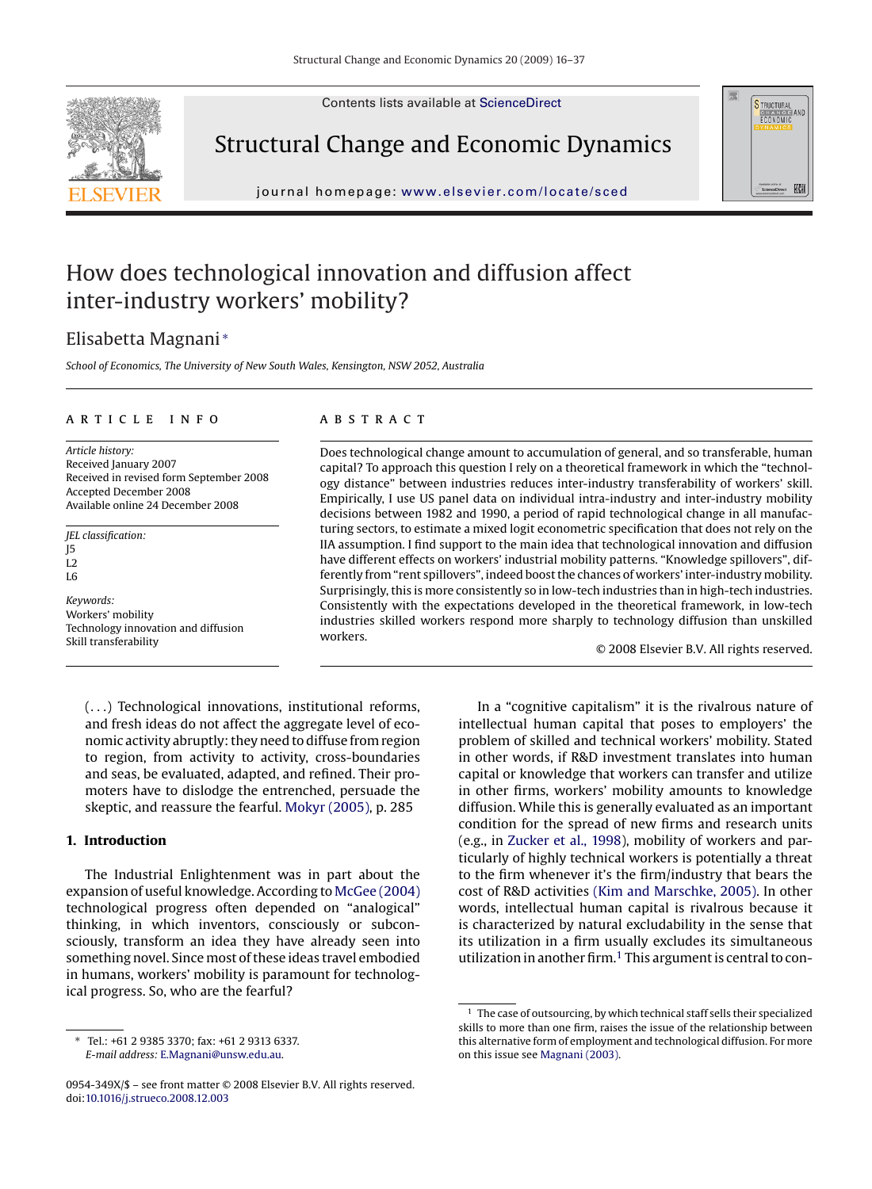# How does technological innovation and diffusion affect inter-industry workers' mobility?

Elisabetta Magnani *

*School of Economics, The University of New South Wales, Kensington, NSW 2052, Australia*

**ARTICLE INFO**

*Article history:*
Received January 2007
Received in revised form September 2008
Accepted December 2008
Available online 24 December 2008

*JEL classification:*
J5
L2
L6

*Keywords:*
Workers' mobility
Technology innovation and diffusion
Skill transferability

**ABSTRACT**

Does technological change amount to accumulation of general, and so transferable, human capital? To approach this question I rely on a theoretical framework in which the "technology distance" between industries reduces inter-industry transferability of workers' skill. Empirically, I use US panel data on individual intra-industry and inter-industry mobility decisions between 1982 and 1990, a period of rapid technological change in all manufacturing sectors, to estimate a mixed logit econometric specification that does not rely on the IIA assumption. I find support to the main idea that technological innovation and diffusion have different effects on workers' industrial mobility patterns. "Knowledge spillovers", differently from "rent spillovers", indeed boost the chances of workers' inter-industry mobility. Surprisingly, this is more consistently so in low-tech industries than in high-tech industries. Consistently with the expectations developed in the theoretical framework, in low-tech industries skilled workers respond more sharply to technology diffusion than unskilled workers.

© 2008 Elsevier B.V. All rights reserved.

> (…) Technological innovations, institutional reforms, and fresh ideas do not affect the aggregate level of economic activity abruptly: they need to diffuse from region to region, from activity to activity, cross-boundaries and seas, be evaluated, adapted, and refined. Their promoters have to dislodge the entrenched, persuade the skeptic, and reassure the fearful. Mokyr (2005), p. 285

## 1. Introduction

The Industrial Enlightenment was in part about the expansion of useful knowledge. According to McGee (2004) technological progress often depended on "analogical" thinking, in which inventors, consciously or subconsciously, transform an idea they have already seen into something novel. Since most of these ideas travel embodied in humans, workers' mobility is paramount for technological progress. So, who are the fearful?

In a "cognitive capitalism" it is the rivalrous nature of intellectual human capital that poses to employers' the problem of skilled and technical workers' mobility. Stated in other words, if R&D investment translates into human capital or knowledge that workers can transfer and utilize in other firms, workers' mobility amounts to knowledge diffusion. While this is generally evaluated as an important condition for the spread of new firms and research units (e.g., in Zucker et al., 1998), mobility of workers and particularly of highly technical workers is potentially a threat to the firm whenever it's the firm/industry that bears the cost of R&D activities (Kim and Marschke, 2005). In other words, intellectual human capital is rivalrous because it is characterized by natural excludability in the sense that its utilization in a firm usually excludes its simultaneous utilization in another firm.[1] This argument is central to con-

---

* Tel.: +61 2 9385 3370; fax: +61 2 9313 6337.
*E-mail address:* E.Magnani@unsw.edu.au.

[1] The case of outsourcing, by which technical staff sells their specialized skills to more than one firm, raises the issue of the relationship between this alternative form of employment and technological diffusion. For more on this issue see Magnani (2003).

0954-349X/$ – see front matter © 2008 Elsevier B.V. All rights reserved.
doi:10.1016/j.strueco.2008.12.003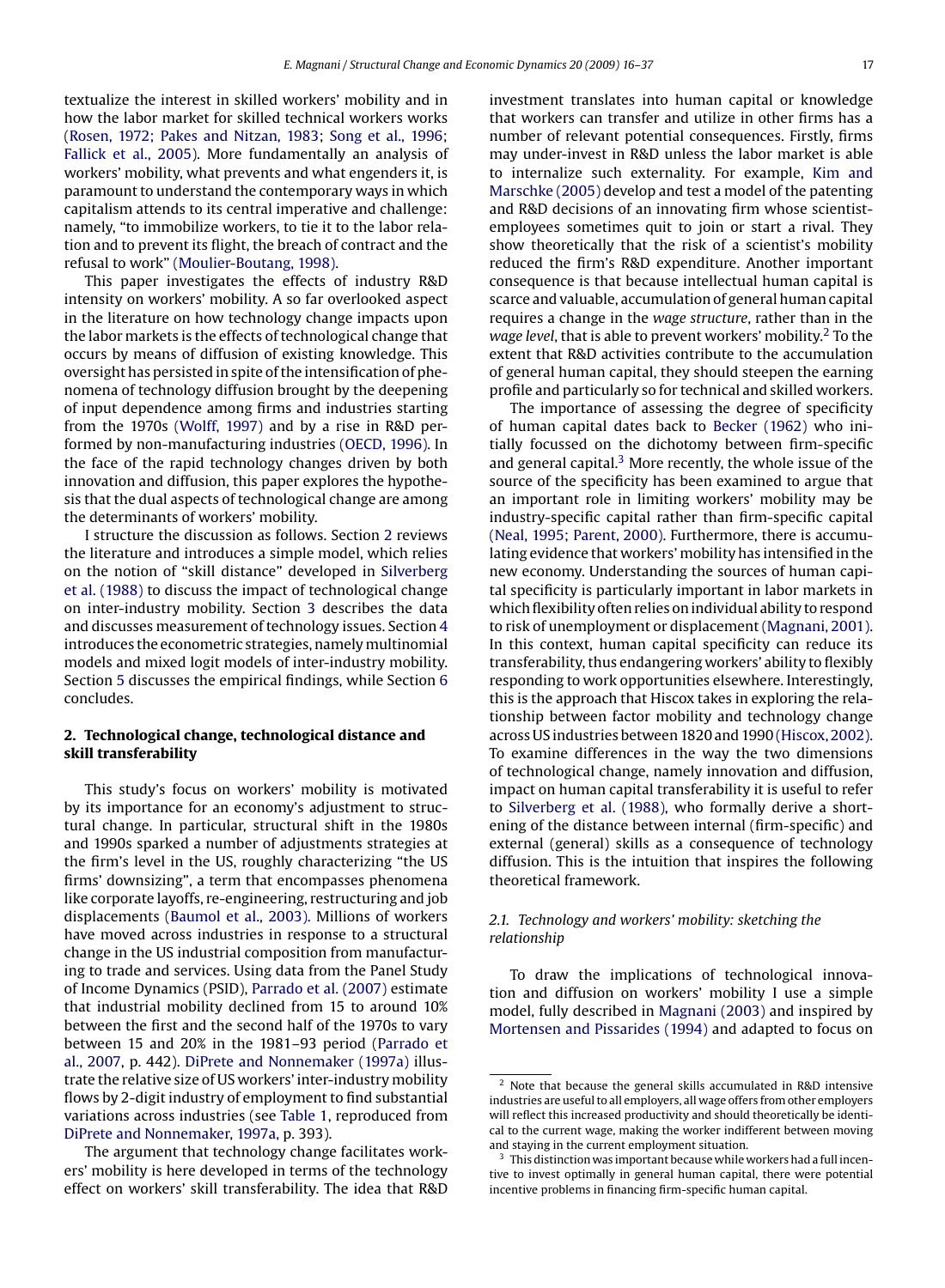textualize the interest in skilled workers' mobility and in how the labor market for skilled technical workers works (Rosen, 1972; Pakes and Nitzan, 1983; Song et al., 1996; Fallick et al., 2005). More fundamentally an analysis of workers' mobility, what prevents and what engenders it, is paramount to understand the contemporary ways in which capitalism attends to its central imperative and challenge: namely, "to immobilize workers, to tie it to the labor relation and to prevent its flight, the breach of contract and the refusal to work" (Moulier-Boutang, 1998).

This paper investigates the effects of industry R&D intensity on workers' mobility. A so far overlooked aspect in the literature on how technology change impacts upon the labor markets is the effects of technological change that occurs by means of diffusion of existing knowledge. This oversight has persisted in spite of the intensification of phenomena of technology diffusion brought by the deepening of input dependence among firms and industries starting from the 1970s (Wolff, 1997) and by a rise in R&D performed by non-manufacturing industries (OECD, 1996). In the face of the rapid technology changes driven by both innovation and diffusion, this paper explores the hypothesis that the dual aspects of technological change are among the determinants of workers' mobility.

I structure the discussion as follows. Section 2 reviews the literature and introduces a simple model, which relies on the notion of "skill distance" developed in Silverberg et al. (1988) to discuss the impact of technological change on inter-industry mobility. Section 3 describes the data and discusses measurement of technology issues. Section 4 introduces the econometric strategies, namely multinomial models and mixed logit models of inter-industry mobility. Section 5 discusses the empirical findings, while Section 6 concludes.

## 2. Technological change, technological distance and skill transferability

This study's focus on workers' mobility is motivated by its importance for an economy's adjustment to structural change. In particular, structural shift in the 1980s and 1990s sparked a number of adjustments strategies at the firm's level in the US, roughly characterizing "the US firms' downsizing", a term that encompasses phenomena like corporate layoffs, re-engineering, restructuring and job displacements (Baumol et al., 2003). Millions of workers have moved across industries in response to a structural change in the US industrial composition from manufacturing to trade and services. Using data from the Panel Study of Income Dynamics (PSID), Parrado et al. (2007) estimate that industrial mobility declined from 15 to around 10% between the first and the second half of the 1970s to vary between 15 and 20% in the 1981–93 period (Parrado et al., 2007, p. 442). DiPrete and Nonnemaker (1997a) illustrate the relative size of US workers' inter-industry mobility flows by 2-digit industry of employment to find substantial variations across industries (see Table 1, reproduced from DiPrete and Nonnemaker, 1997a, p. 393).

The argument that technology change facilitates workers' mobility is here developed in terms of the technology effect on workers' skill transferability. The idea that R&D investment translates into human capital or knowledge that workers can transfer and utilize in other firms has a number of relevant potential consequences. Firstly, firms may under-invest in R&D unless the labor market is able to internalize such externality. For example, Kim and Marschke (2005) develop and test a model of the patenting and R&D decisions of an innovating firm whose scientist-employees sometimes quit to join or start a rival. They show theoretically that the risk of a scientist's mobility reduced the firm's R&D expenditure. Another important consequence is that because intellectual human capital is scarce and valuable, accumulation of general human capital requires a change in the *wage structure*, rather than in the *wage level*, that is able to prevent workers' mobility.[2] To the extent that R&D activities contribute to the accumulation of general human capital, they should steepen the earning profile and particularly so for technical and skilled workers.

The importance of assessing the degree of specificity of human capital dates back to Becker (1962) who initially focussed on the dichotomy between firm-specific and general capital.[3] More recently, the whole issue of the source of the specificity has been examined to argue that an important role in limiting workers' mobility may be industry-specific capital rather than firm-specific capital (Neal, 1995; Parent, 2000). Furthermore, there is accumulating evidence that workers' mobility has intensified in the new economy. Understanding the sources of human capital specificity is particularly important in labor markets in which flexibility often relies on individual ability to respond to risk of unemployment or displacement (Magnani, 2001). In this context, human capital specificity can reduce its transferability, thus endangering workers' ability to flexibly responding to work opportunities elsewhere. Interestingly, this is the approach that Hiscox takes in exploring the relationship between factor mobility and technology change across US industries between 1820 and 1990 (Hiscox, 2002). To examine differences in the way the two dimensions of technological change, namely innovation and diffusion, impact on human capital transferability it is useful to refer to Silverberg et al. (1988), who formally derive a shortening of the distance between internal (firm-specific) and external (general) skills as a consequence of technology diffusion. This is the intuition that inspires the following theoretical framework.

### 2.1. Technology and workers' mobility: sketching the relationship

To draw the implications of technological innovation and diffusion on workers' mobility I use a simple model, fully described in Magnani (2003) and inspired by Mortensen and Pissarides (1994) and adapted to focus on

[2] Note that because the general skills accumulated in R&D intensive industries are useful to all employers, all wage offers from other employers will reflect this increased productivity and should theoretically be identical to the current wage, making the worker indifferent between moving and staying in the current employment situation.

[3] This distinction was important because while workers had a full incentive to invest optimally in general human capital, there were potential incentive problems in financing firm-specific human capital.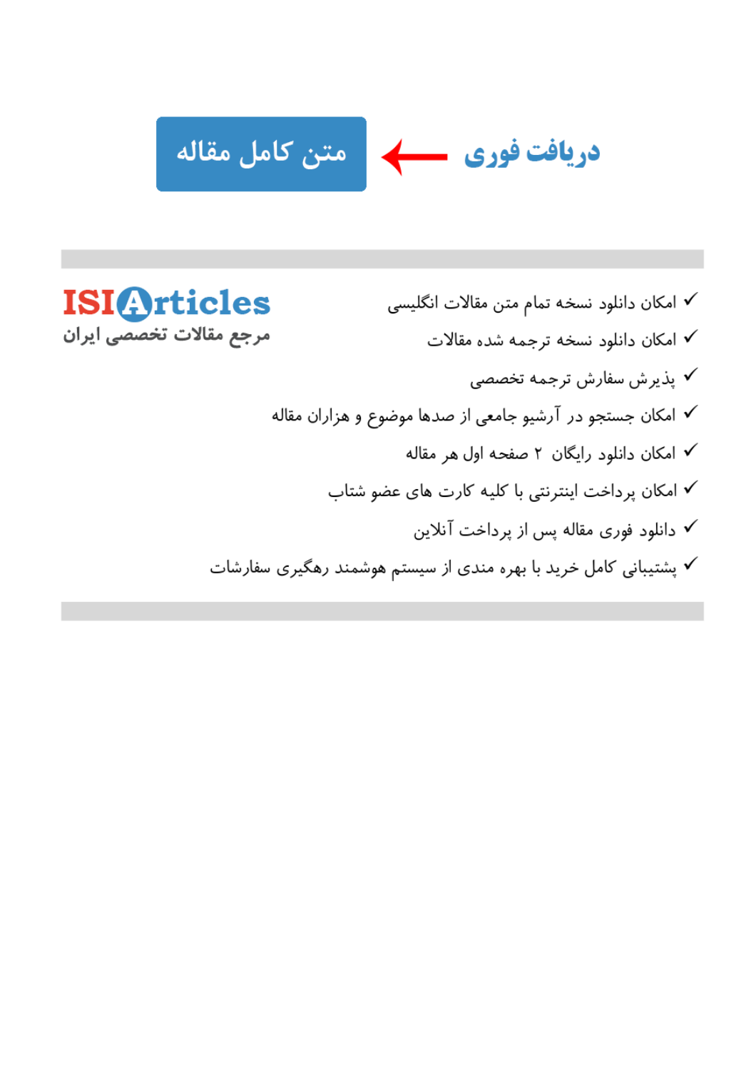دریافت فوری ← متن کامل مقاله

ISIArticles
مرجع مقالات تخصصی ایران

- ✓ امکان دانلود نسخه تمام متن مقالات انگلیسی
- ✓ امکان دانلود نسخه ترجمه شده مقالات
- ✓ پذیرش سفارش ترجمه تخصصی
- ✓ امکان جستجو در آرشیو جامعی از صدها موضوع و هزاران مقاله
- ✓ امکان دانلود رایگان ۲ صفحه اول هر مقاله
- ✓ امکان پرداخت اینترنتی با کلیه کارت های عضو شتاب
- ✓ دانلود فوری مقاله پس از پرداخت آنلاین
- ✓ پشتیبانی کامل خرید با بهره مندی از سیستم هوشمند رهگیری سفارشات